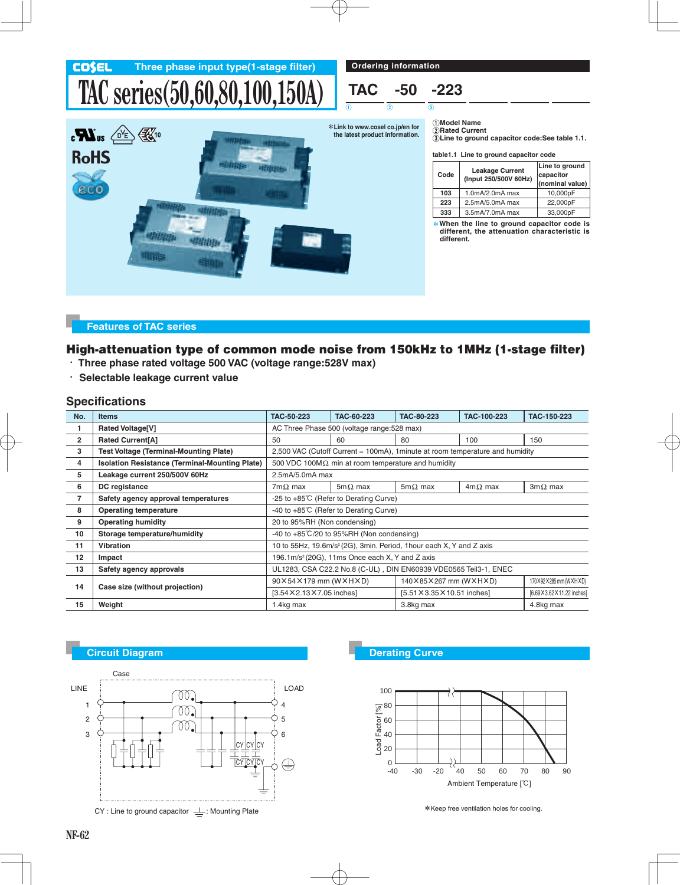# COSEL Three phase input type(1-stage filter)

# TAC series(50,60,80,100,150A)

*Link to www.cosel.co.jp/en for the latest product information.

RoHS

## Ordering information

TAC -50 -223

① ② ③

①Model Name
②Rated Current
③Line to ground capacitor code:See table 1.1.

table1.1 Line to ground capacitor code

| Code | Leakage Current (Input 250/500V 60Hz) | Line to ground capacitor (nominal value) |
|---|---|---|
| 103 | 1.0mA/2.0mA max | 10,000pF |
| 223 | 2.5mA/5.0mA max | 22,000pF |
| 333 | 3.5mA/7.0mA max | 33,000pF |

*When the line to ground capacitor code is different, the attenuation characteristic is different.

## Features of TAC series

### High-attenuation type of common mode noise from 150kHz to 1MHz (1-stage filter)

- Three phase rated voltage 500 VAC (voltage range:528V max)
- Selectable leakage current value

## Specifications

| No. | Items | TAC-50-223 | TAC-60-223 | TAC-80-223 | TAC-100-223 | TAC-150-223 |
|---|---|---|---|---|---|---|
| 1 | Rated Voltage[V] | AC Three Phase 500 (voltage range:528 max) | | | | |
| 2 | Rated Current[A] | 50 | 60 | 80 | 100 | 150 |
| 3 | Test Voltage (Terminal-Mounting Plate) | 2,500 VAC (Cutoff Current = 100mA), 1minute at room temperature and humidity | | | | |
| 4 | Isolation Resistance (Terminal-Mounting Plate) | 500 VDC 100MΩ min at room temperature and humidity | | | | |
| 5 | Leakage current 250/500V 60Hz | 2.5mA/5.0mA max | | | | |
| 6 | DC registance | 7mΩ max | 5mΩ max | 5mΩ max | 4mΩ max | 3mΩ max |
| 7 | Safety agency approval temperatures | -25 to +85℃ (Refer to Derating Curve) | | | | |
| 8 | Operating temperature | -40 to +85℃ (Refer to Derating Curve) | | | | |
| 9 | Operating humidity | 20 to 95%RH (Non condensing) | | | | |
| 10 | Storage temperature/humidity | -40 to +85℃/20 to 95%RH (Non condensing) | | | | |
| 11 | Vibration | 10 to 55Hz, 19.6m/s² (2G), 3min. Period, 1hour each X, Y and Z axis | | | | |
| 12 | Impact | 196.1m/s² (20G), 11ms Once each X, Y and Z axis | | | | |
| 13 | Safety agency approvals | UL1283, CSA C22.2 No.8 (C-UL) , DIN EN60939 VDE0565 Teil3-1, ENEC | | | | |
| 14 | Case size (without projection) | 90×54×179 mm (W×H×D) [3.54×2.13×7.05 inches] | | 140×85×267 mm (W×H×D) [5.51×3.35×10.51 inches] | | 170×92×285 mm (W×H×D) [6.69×3.62×11.22 inches] |
| 15 | Weight | 1.4kg max | | 3.8kg max | | 4.8kg max |

## Circuit Diagram

Case

LINE 1 2 3 — LOAD 4 5 6

CY : Line to ground capacitor ⏚: Mounting Plate

## Derating Curve

Load Factor [%] (0–100) vs Ambient Temperature [℃] (-40, -30, -20, 40, 50, 60, 70, 80, 90)

*Keep free ventilation holes for cooling.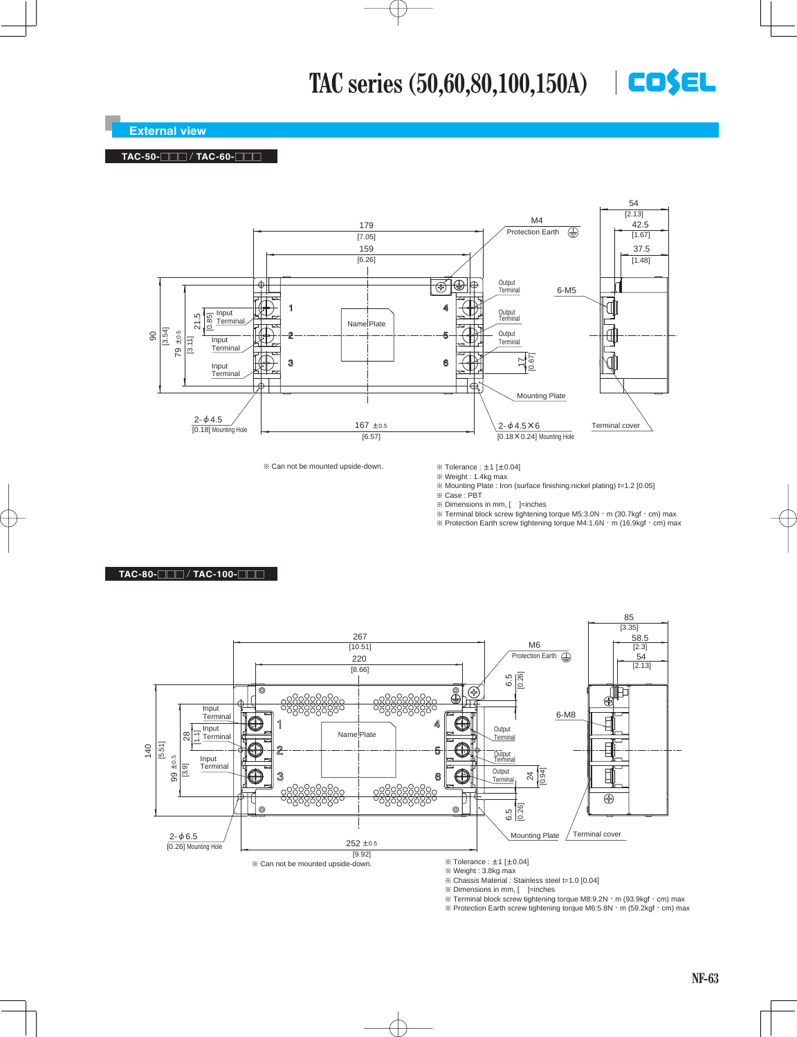# TAC series (50,60,80,100,150A)

## External view

### TAC-50-□□□ / TAC-60-□□□

※ Can not be mounted upside-down.

※ Tolerance : ±1 [±0.04]
※ Weight : 1.4kg max
※ Mounting Plate : Iron (surface finishing:nickel plating) t=1.2 [0.05]
※ Case : PBT
※ Dimensions in mm, [ ]=inches
※ Terminal block screw tightening torque M5:3.0N・m (30.7kgf・cm) max
※ Protection Earth screw tightening torque M4:1.6N・m (16.9kgf・cm) max

### TAC-80-□□□ / TAC-100-□□□

※ Can not be mounted upside-down.

※ Tolerance : ±1 [±0.04]
※ Weight : 3.8kg max
※ Chassis Material : Stainless steel t=1.0 [0.04]
※ Dimensions in mm, [ ]=inches
※ Terminal block screw tightening torque M8:9.2N・m (93.9kgf・cm) max
※ Protection Earth screw tightening torque M6:5.8N・m (59.2kgf・cm) max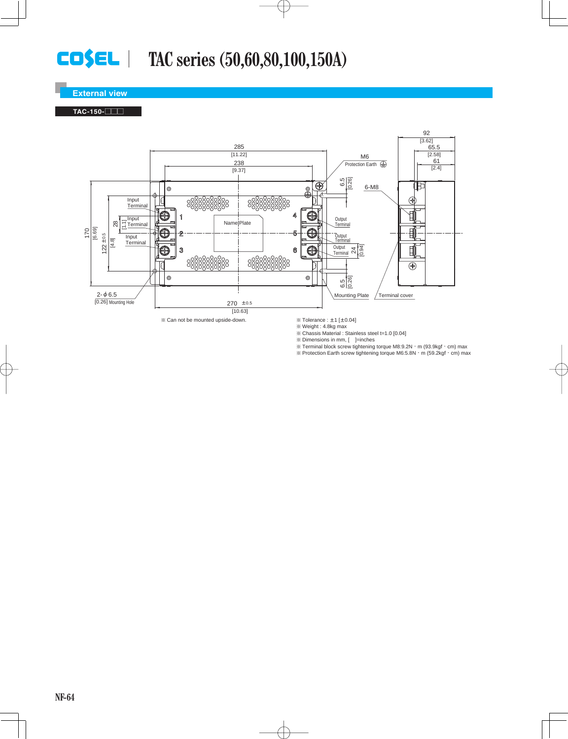# TAC series (50,60,80,100,150A)

## External view

**TAC-150-□□□**

※ Can not be mounted upside-down.

※ Tolerance : ±1 [±0.04]
※ Weight : 4.8kg max
※ Chassis Material : Stainless steel t=1.0 [0.04]
※ Dimensions in mm, [ ]=inches
※ Terminal block screw tightening torque M8:9.2N・m (93.9kgf・cm) max
※ Protection Earth screw tightening torque M6:5.8N・m (59.2kgf・cm) max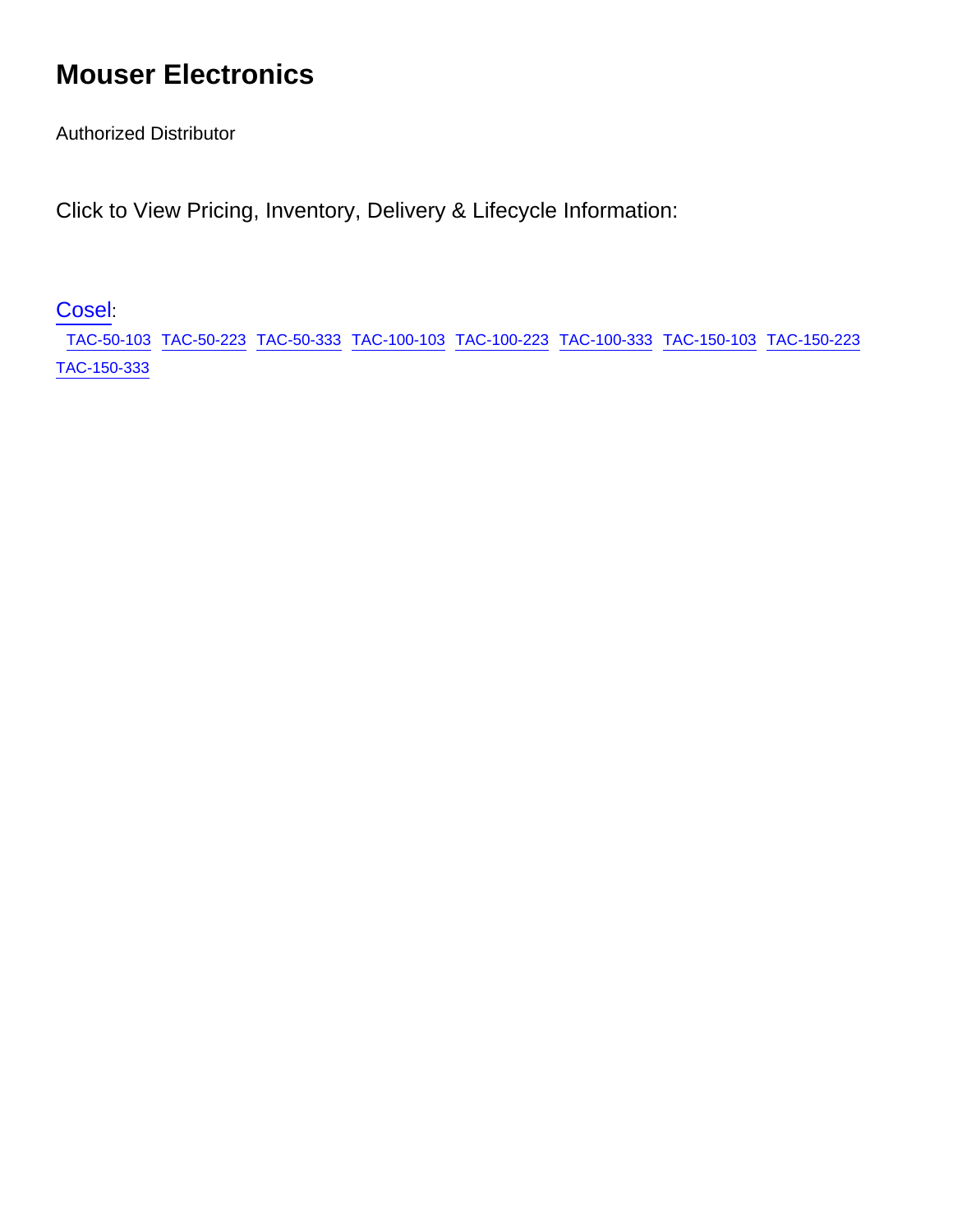# Mouser Electronics

Authorized Distributor

Click to View Pricing, Inventory, Delivery & Lifecycle Information:

Cosel:

TAC-50-103 TAC-50-223 TAC-50-333 TAC-100-103 TAC-100-223 TAC-100-333 TAC-150-103 TAC-150-223 TAC-150-333